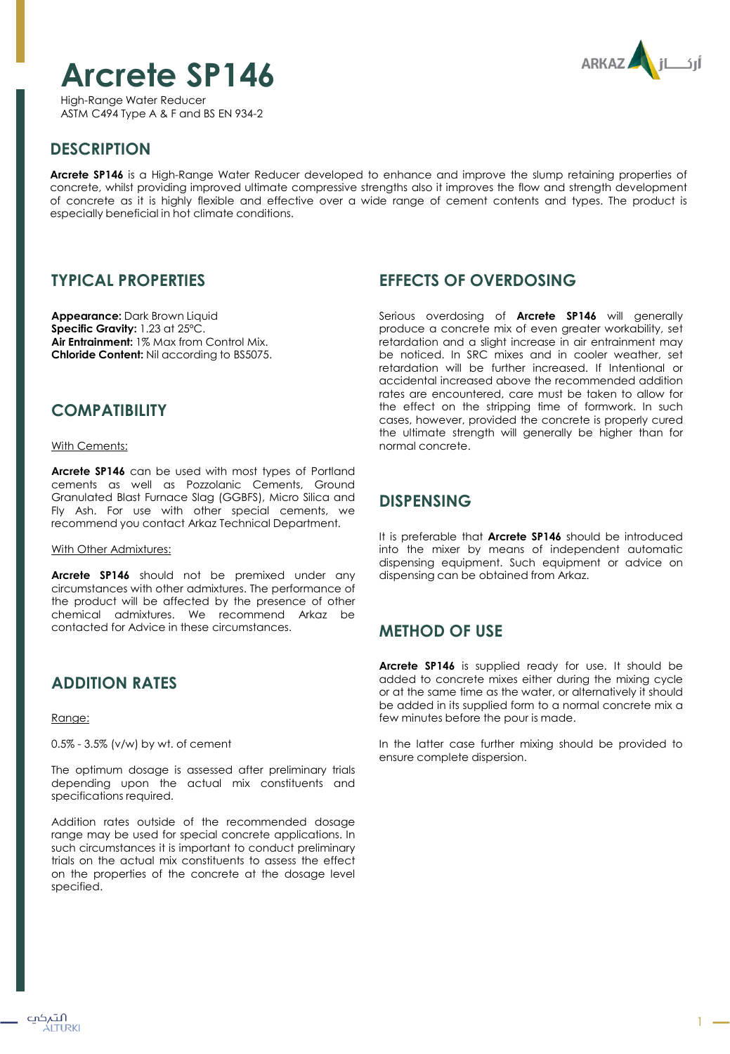# Arcrete SP146

High-Range Water Reducer
ASTM C494 Type A & F and BS EN 934-2

## DESCRIPTION

**Arcrete SP146** is a High-Range Water Reducer developed to enhance and improve the slump retaining properties of concrete, whilst providing improved ultimate compressive strengths also it improves the flow and strength development of concrete as it is highly flexible and effective over a wide range of cement contents and types. The product is especially beneficial in hot climate conditions.

## TYPICAL PROPERTIES

**Appearance:** Dark Brown Liquid
**Specific Gravity:** 1.23 at 25°C.
**Air Entrainment:** 1% Max from Control Mix.
**Chloride Content:** Nil according to BS5075.

## COMPATIBILITY

With Cements:

**Arcrete SP146** can be used with most types of Portland cements as well as Pozzolanic Cements, Ground Granulated Blast Furnace Slag (GGBFS), Micro Silica and Fly Ash. For use with other special cements, we recommend you contact Arkaz Technical Department.

With Other Admixtures:

**Arcrete SP146** should not be premixed under any circumstances with other admixtures. The performance of the product will be affected by the presence of other chemical admixtures. We recommend Arkaz be contacted for Advice in these circumstances.

## ADDITION RATES

Range:

0.5% - 3.5% (v/w) by wt. of cement

The optimum dosage is assessed after preliminary trials depending upon the actual mix constituents and specifications required.

Addition rates outside of the recommended dosage range may be used for special concrete applications. In such circumstances it is important to conduct preliminary trials on the actual mix constituents to assess the effect on the properties of the concrete at the dosage level specified.

## EFFECTS OF OVERDOSING

Serious overdosing of **Arcrete SP146** will generally produce a concrete mix of even greater workability, set retardation and a slight increase in air entrainment may be noticed. In SRC mixes and in cooler weather, set retardation will be further increased. If Intentional or accidental increased above the recommended addition rates are encountered, care must be taken to allow for the effect on the stripping time of formwork. In such cases, however, provided the concrete is properly cured the ultimate strength will generally be higher than for normal concrete.

## DISPENSING

It is preferable that **Arcrete SP146** should be introduced into the mixer by means of independent automatic dispensing equipment. Such equipment or advice on dispensing can be obtained from Arkaz.

## METHOD OF USE

**Arcrete SP146** is supplied ready for use. It should be added to concrete mixes either during the mixing cycle or at the same time as the water, or alternatively it should be added in its supplied form to a normal concrete mix a few minutes before the pour is made.

In the latter case further mixing should be provided to ensure complete dispersion.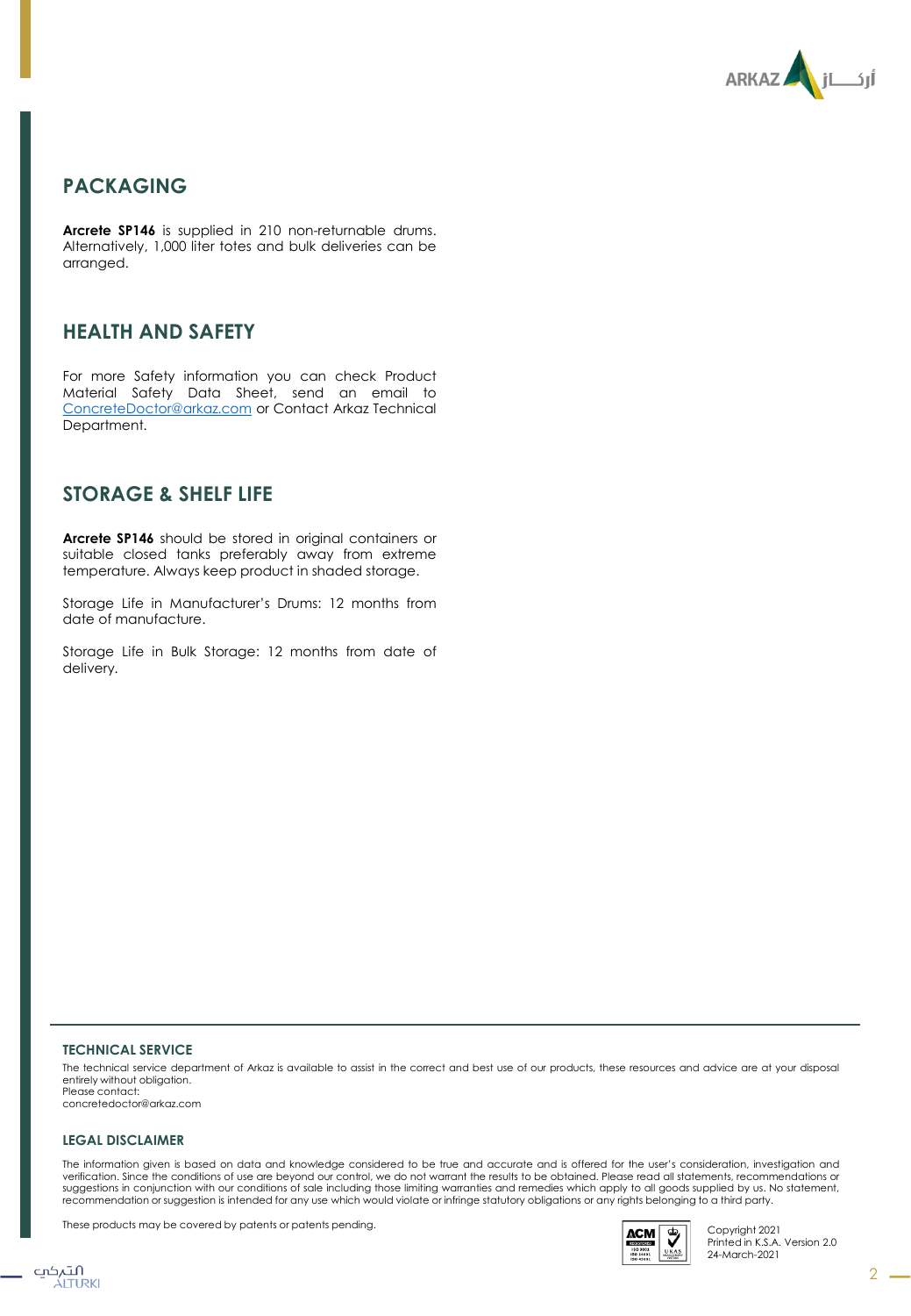## PACKAGING

**Arcrete SP146** is supplied in 210 non-returnable drums. Alternatively, 1,000 liter totes and bulk deliveries can be arranged.

## HEALTH AND SAFETY

For more Safety information you can check Product Material Safety Data Sheet, send an email to ConcreteDoctor@arkaz.com or Contact Arkaz Technical Department.

## STORAGE & SHELF LIFE

**Arcrete SP146** should be stored in original containers or suitable closed tanks preferably away from extreme temperature. Always keep product in shaded storage.

Storage Life in Manufacturer's Drums: 12 months from date of manufacture.

Storage Life in Bulk Storage: 12 months from date of delivery.

### TECHNICAL SERVICE

The technical service department of Arkaz is available to assist in the correct and best use of our products, these resources and advice are at your disposal entirely without obligation.
Please contact:
concretedoctor@arkaz.com

### LEGAL DISCLAIMER

The information given is based on data and knowledge considered to be true and accurate and is offered for the user's consideration, investigation and verification. Since the conditions of use are beyond our control, we do not warrant the results to be obtained. Please read all statements, recommendations or suggestions in conjunction with our conditions of sale including those limiting warranties and remedies which apply to all goods supplied by us. No statement, recommendation or suggestion is intended for any use which would violate or infringe statutory obligations or any rights belonging to a third party.

These products may be covered by patents or patents pending.

Copyright 2021
Printed in K.S.A. Version 2.0
24-March-2021